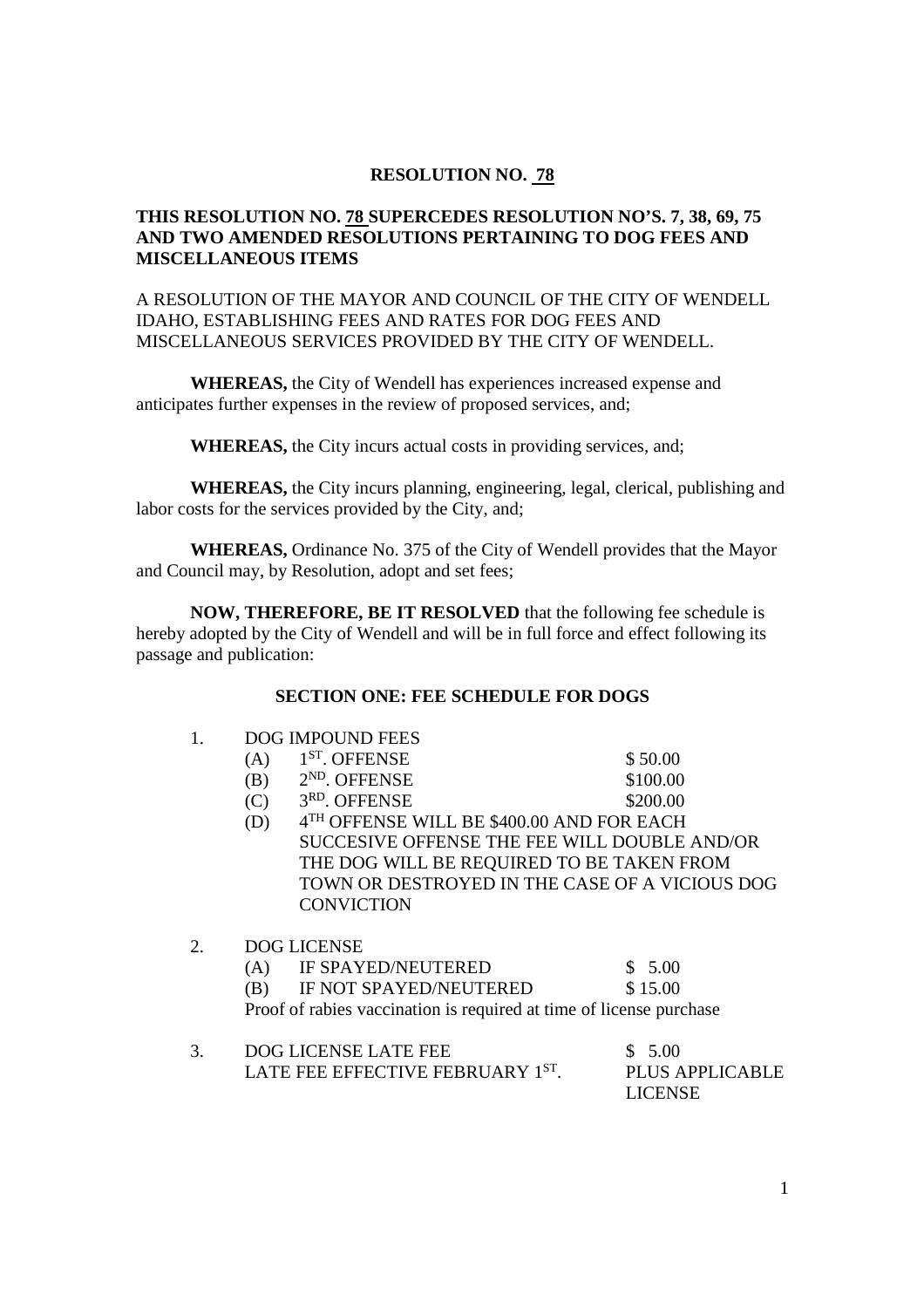# RESOLUTION NO. 78

**THIS RESOLUTION NO. 78 SUPERCEDES RESOLUTION NO'S. 7, 38, 69, 75 AND TWO AMENDED RESOLUTIONS PERTAINING TO DOG FEES AND MISCELLANEOUS ITEMS**

A RESOLUTION OF THE MAYOR AND COUNCIL OF THE CITY OF WENDELL IDAHO, ESTABLISHING FEES AND RATES FOR DOG FEES AND MISCELLANEOUS SERVICES PROVIDED BY THE CITY OF WENDELL.

**WHEREAS,** the City of Wendell has experiences increased expense and anticipates further expenses in the review of proposed services, and;

**WHEREAS,** the City incurs actual costs in providing services, and;

**WHEREAS,** the City incurs planning, engineering, legal, clerical, publishing and labor costs for the services provided by the City, and;

**WHEREAS,** Ordinance No. 375 of the City of Wendell provides that the Mayor and Council may, by Resolution, adopt and set fees;

**NOW, THEREFORE, BE IT RESOLVED** that the following fee schedule is hereby adopted by the City of Wendell and will be in full force and effect following its passage and publication:

## SECTION ONE: FEE SCHEDULE FOR DOGS

1. DOG IMPOUND FEES
   - (A) 1ST. OFFENSE — $ 50.00
   - (B) 2ND. OFFENSE — $100.00
   - (C) 3RD. OFFENSE — $200.00
   - (D) 4TH OFFENSE WILL BE $400.00 AND FOR EACH SUCCESIVE OFFENSE THE FEE WILL DOUBLE AND/OR THE DOG WILL BE REQUIRED TO BE TAKEN FROM TOWN OR DESTROYED IN THE CASE OF A VICIOUS DOG CONVICTION

2. DOG LICENSE
   - (A) IF SPAYED/NEUTERED — $ 5.00
   - (B) IF NOT SPAYED/NEUTERED — $ 15.00

   Proof of rabies vaccination is required at time of license purchase

3. DOG LICENSE LATE FEE — $ 5.00 PLUS APPLICABLE LICENSE

   LATE FEE EFFECTIVE FEBRUARY 1ST.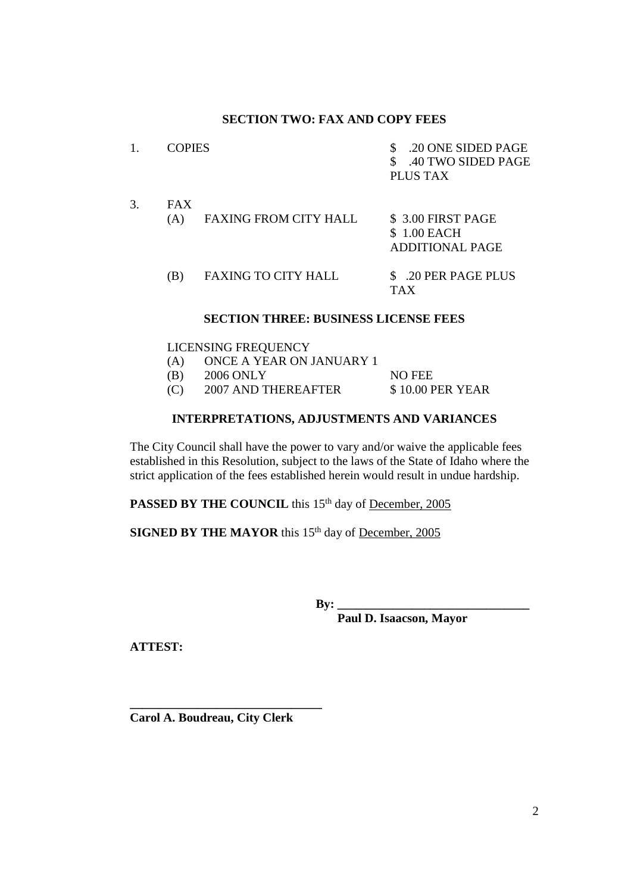## SECTION TWO: FAX AND COPY FEES

| | | | |
|---|---|---|---|
| 1. | COPIES | | $ .20 ONE SIDED PAGE<br>$ .40 TWO SIDED PAGE<br>PLUS TAX |
| 3. | FAX | | |
| | (A) | FAXING FROM CITY HALL | $ 3.00 FIRST PAGE<br>$ 1.00 EACH ADDITIONAL PAGE |
| | (B) | FAXING TO CITY HALL | $ .20 PER PAGE PLUS TAX |

## SECTION THREE: BUSINESS LICENSE FEES

LICENSING FREQUENCY

| | | |
|---|---|---|
| (A) | ONCE A YEAR ON JANUARY 1 | |
| (B) | 2006 ONLY | NO FEE |
| (C) | 2007 AND THEREAFTER | $ 10.00 PER YEAR |

## INTERPRETATIONS, ADJUSTMENTS AND VARIANCES

The City Council shall have the power to vary and/or waive the applicable fees established in this Resolution, subject to the laws of the State of Idaho where the strict application of the fees established herein would result in undue hardship.

**PASSED BY THE COUNCIL** this 15th day of December, 2005

**SIGNED BY THE MAYOR** this 15th day of December, 2005

**By: ________________________________**
**Paul D. Isaacson, Mayor**

**ATTEST:**

**________________________________**
**Carol A. Boudreau, City Clerk**